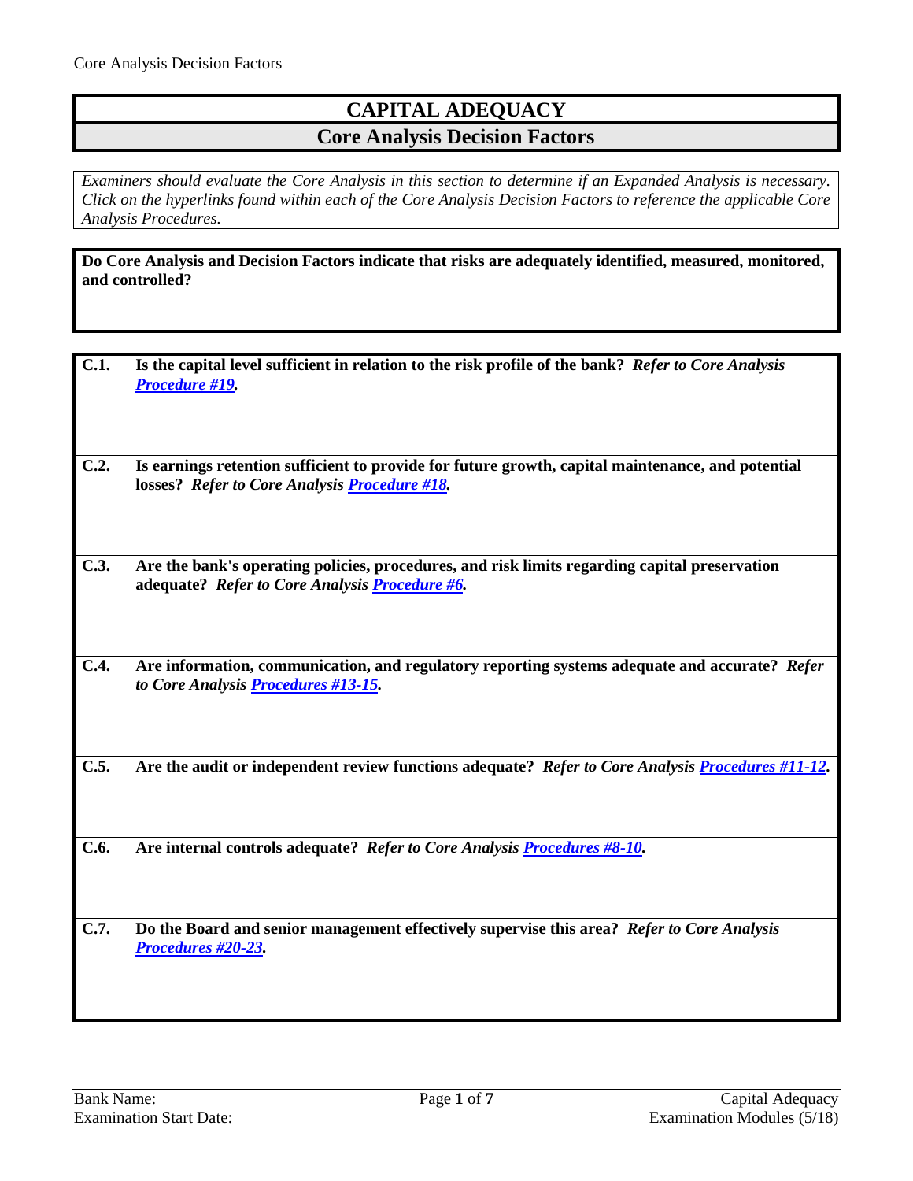# CAPITAL ADEQUACY

## Core Analysis Decision Factors

*Examiners should evaluate the Core Analysis in this section to determine if an Expanded Analysis is necessary. Click on the hyperlinks found within each of the Core Analysis Decision Factors to reference the applicable Core Analysis Procedures.*

**Do Core Analysis and Decision Factors indicate that risks are adequately identified, measured, monitored, and controlled?**

**C.1.** **Is the capital level sufficient in relation to the risk profile of the bank?** ***Refer to Core Analysis Procedure #19.***

**C.2.** **Is earnings retention sufficient to provide for future growth, capital maintenance, and potential losses?** ***Refer to Core Analysis Procedure #18.***

**C.3.** **Are the bank's operating policies, procedures, and risk limits regarding capital preservation adequate?** ***Refer to Core Analysis Procedure #6.***

**C.4.** **Are information, communication, and regulatory reporting systems adequate and accurate?** ***Refer to Core Analysis Procedures #13-15.***

**C.5.** **Are the audit or independent review functions adequate?** ***Refer to Core Analysis Procedures #11-12.***

**C.6.** **Are internal controls adequate?** ***Refer to Core Analysis Procedures #8-10.***

**C.7.** **Do the Board and senior management effectively supervise this area?** ***Refer to Core Analysis Procedures #20-23.***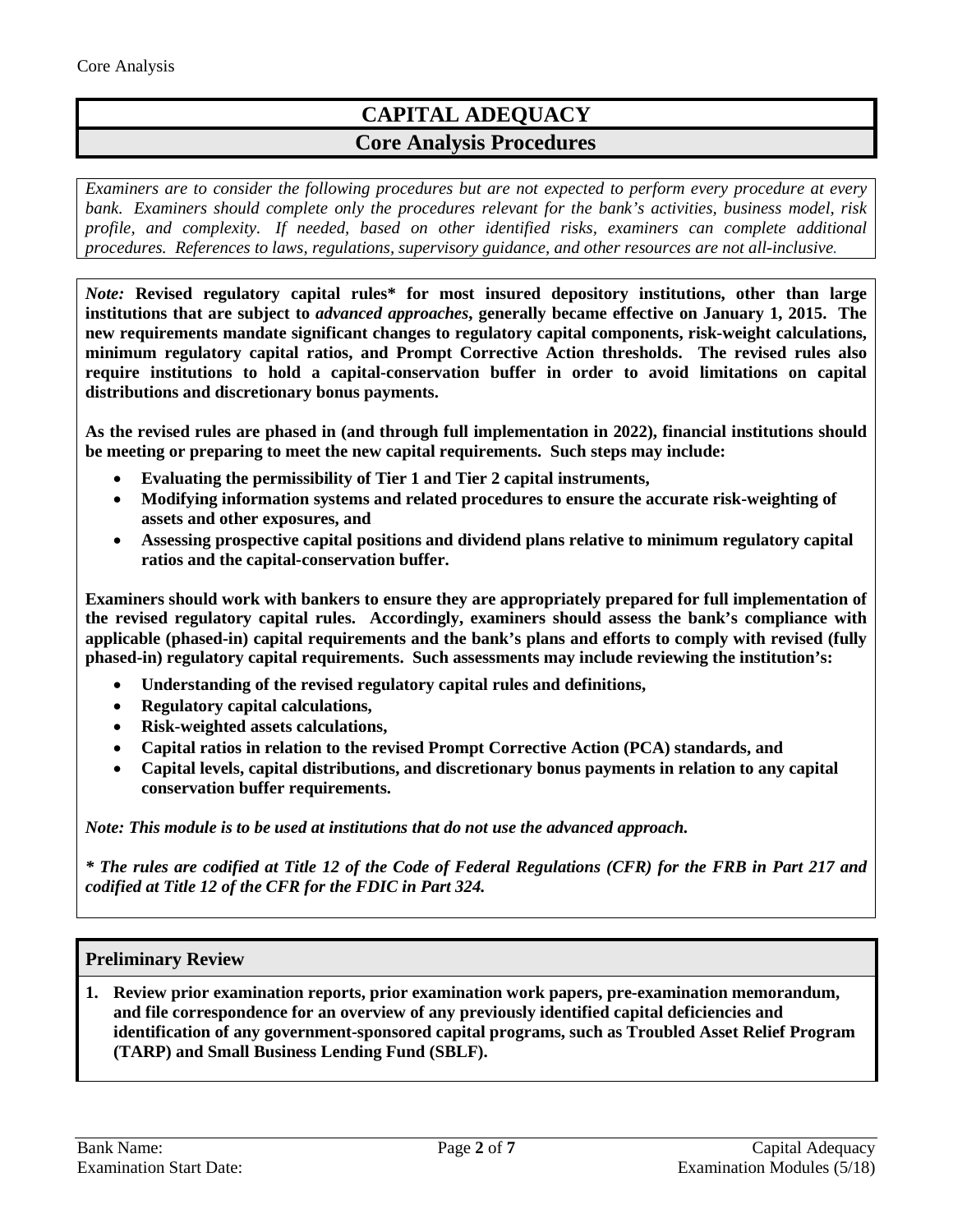# CAPITAL ADEQUACY

## Core Analysis Procedures

*Examiners are to consider the following procedures but are not expected to perform every procedure at every bank. Examiners should complete only the procedures relevant for the bank's activities, business model, risk profile, and complexity. If needed, based on other identified risks, examiners can complete additional procedures. References to laws, regulations, supervisory guidance, and other resources are not all-inclusive.*

*Note:* **Revised regulatory capital rules\* for most insured depository institutions, other than large institutions that are subject to *advanced approaches*, generally became effective on January 1, 2015. The new requirements mandate significant changes to regulatory capital components, risk-weight calculations, minimum regulatory capital ratios, and Prompt Corrective Action thresholds. The revised rules also require institutions to hold a capital-conservation buffer in order to avoid limitations on capital distributions and discretionary bonus payments.**

**As the revised rules are phased in (and through full implementation in 2022), financial institutions should be meeting or preparing to meet the new capital requirements. Such steps may include:**

- **Evaluating the permissibility of Tier 1 and Tier 2 capital instruments,**
- **Modifying information systems and related procedures to ensure the accurate risk-weighting of assets and other exposures, and**
- **Assessing prospective capital positions and dividend plans relative to minimum regulatory capital ratios and the capital-conservation buffer.**

**Examiners should work with bankers to ensure they are appropriately prepared for full implementation of the revised regulatory capital rules. Accordingly, examiners should assess the bank's compliance with applicable (phased-in) capital requirements and the bank's plans and efforts to comply with revised (fully phased-in) regulatory capital requirements. Such assessments may include reviewing the institution's:**

- **Understanding of the revised regulatory capital rules and definitions,**
- **Regulatory capital calculations,**
- **Risk-weighted assets calculations,**
- **Capital ratios in relation to the revised Prompt Corrective Action (PCA) standards, and**
- **Capital levels, capital distributions, and discretionary bonus payments in relation to any capital conservation buffer requirements.**

***Note: This module is to be used at institutions that do not use the advanced approach.***

***\* The rules are codified at Title 12 of the Code of Federal Regulations (CFR) for the FRB in Part 217 and codified at Title 12 of the CFR for the FDIC in Part 324.***

### Preliminary Review

1. **Review prior examination reports, prior examination work papers, pre-examination memorandum, and file correspondence for an overview of any previously identified capital deficiencies and identification of any government-sponsored capital programs, such as Troubled Asset Relief Program (TARP) and Small Business Lending Fund (SBLF).**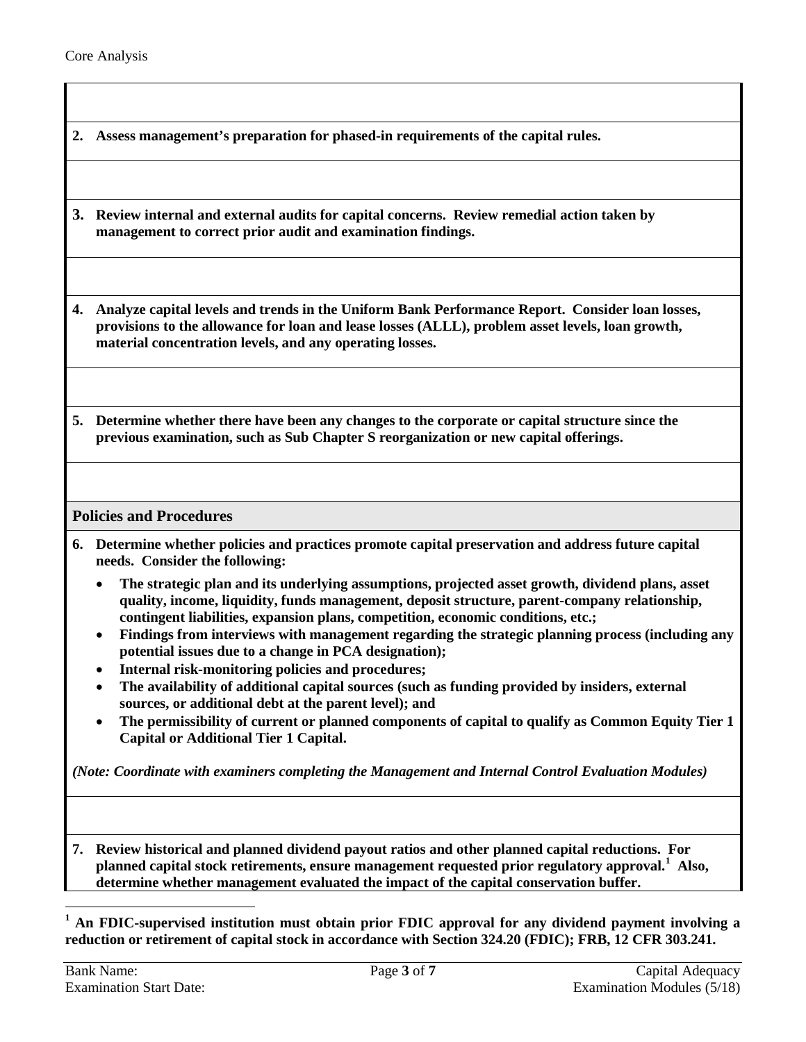**2. Assess management's preparation for phased-in requirements of the capital rules.**

**3. Review internal and external audits for capital concerns. Review remedial action taken by management to correct prior audit and examination findings.**

**4. Analyze capital levels and trends in the Uniform Bank Performance Report. Consider loan losses, provisions to the allowance for loan and lease losses (ALLL), problem asset levels, loan growth, material concentration levels, and any operating losses.**

**5. Determine whether there have been any changes to the corporate or capital structure since the previous examination, such as Sub Chapter S reorganization or new capital offerings.**

## Policies and Procedures

**6. Determine whether policies and practices promote capital preservation and address future capital needs. Consider the following:**

- **The strategic plan and its underlying assumptions, projected asset growth, dividend plans, asset quality, income, liquidity, funds management, deposit structure, parent-company relationship, contingent liabilities, expansion plans, competition, economic conditions, etc.;**
- **Findings from interviews with management regarding the strategic planning process (including any potential issues due to a change in PCA designation);**
- **Internal risk-monitoring policies and procedures;**
- **The availability of additional capital sources (such as funding provided by insiders, external sources, or additional debt at the parent level); and**
- **The permissibility of current or planned components of capital to qualify as Common Equity Tier 1 Capital or Additional Tier 1 Capital.**

***(Note: Coordinate with examiners completing the Management and Internal Control Evaluation Modules)***

**7. Review historical and planned dividend payout ratios and other planned capital reductions. For planned capital stock retirements, ensure management requested prior regulatory approval.[1] Also, determine whether management evaluated the impact of the capital conservation buffer.**

---

[1] **An FDIC-supervised institution must obtain prior FDIC approval for any dividend payment involving a reduction or retirement of capital stock in accordance with Section 324.20 (FDIC); FRB, 12 CFR 303.241.**

Bank Name:
Examination Start Date: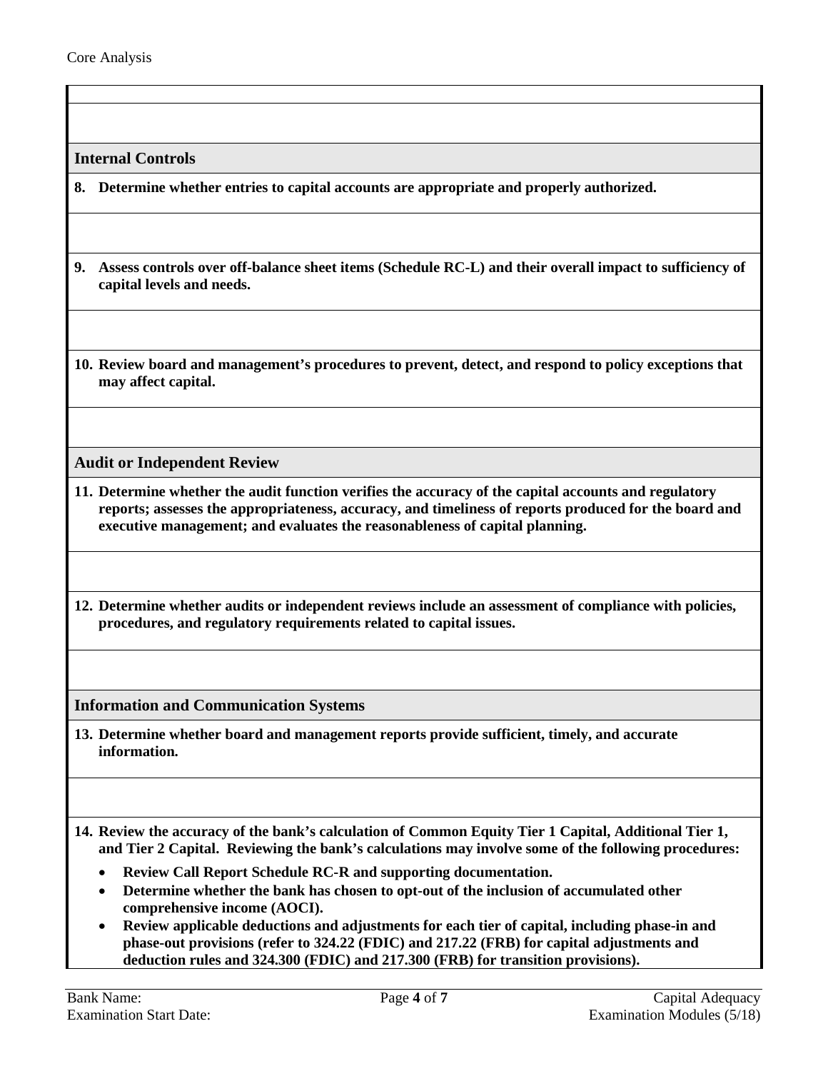### Internal Controls

**8. Determine whether entries to capital accounts are appropriate and properly authorized.**

**9. Assess controls over off-balance sheet items (Schedule RC-L) and their overall impact to sufficiency of capital levels and needs.**

**10. Review board and management's procedures to prevent, detect, and respond to policy exceptions that may affect capital.**

### Audit or Independent Review

**11. Determine whether the audit function verifies the accuracy of the capital accounts and regulatory reports; assesses the appropriateness, accuracy, and timeliness of reports produced for the board and executive management; and evaluates the reasonableness of capital planning.**

**12. Determine whether audits or independent reviews include an assessment of compliance with policies, procedures, and regulatory requirements related to capital issues.**

### Information and Communication Systems

**13. Determine whether board and management reports provide sufficient, timely, and accurate information.**

**14. Review the accuracy of the bank's calculation of Common Equity Tier 1 Capital, Additional Tier 1, and Tier 2 Capital. Reviewing the bank's calculations may involve some of the following procedures:**

- **Review Call Report Schedule RC-R and supporting documentation.**
- **Determine whether the bank has chosen to opt-out of the inclusion of accumulated other comprehensive income (AOCI).**
- **Review applicable deductions and adjustments for each tier of capital, including phase-in and phase-out provisions (refer to 324.22 (FDIC) and 217.22 (FRB) for capital adjustments and deduction rules and 324.300 (FDIC) and 217.300 (FRB) for transition provisions).**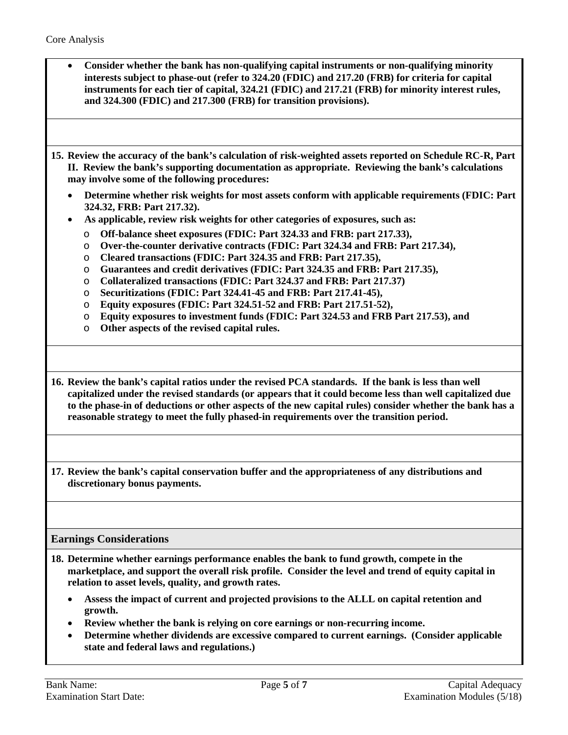- **Consider whether the bank has non-qualifying capital instruments or non-qualifying minority interests subject to phase-out (refer to 324.20 (FDIC) and 217.20 (FRB) for criteria for capital instruments for each tier of capital, 324.21 (FDIC) and 217.21 (FRB) for minority interest rules, and 324.300 (FDIC) and 217.300 (FRB) for transition provisions).**

**15. Review the accuracy of the bank's calculation of risk-weighted assets reported on Schedule RC-R, Part II. Review the bank's supporting documentation as appropriate. Reviewing the bank's calculations may involve some of the following procedures:**

- **Determine whether risk weights for most assets conform with applicable requirements (FDIC: Part 324.32, FRB: Part 217.32).**
- **As applicable, review risk weights for other categories of exposures, such as:**
  - **Off-balance sheet exposures (FDIC: Part 324.33 and FRB: part 217.33),**
  - **Over-the-counter derivative contracts (FDIC: Part 324.34 and FRB: Part 217.34),**
  - **Cleared transactions (FDIC: Part 324.35 and FRB: Part 217.35),**
  - **Guarantees and credit derivatives (FDIC: Part 324.35 and FRB: Part 217.35),**
  - **Collateralized transactions (FDIC: Part 324.37 and FRB: Part 217.37)**
  - **Securitizations (FDIC: Part 324.41-45 and FRB: Part 217.41-45),**
  - **Equity exposures (FDIC: Part 324.51-52 and FRB: Part 217.51-52),**
  - **Equity exposures to investment funds (FDIC: Part 324.53 and FRB Part 217.53), and**
  - **Other aspects of the revised capital rules.**

**16. Review the bank's capital ratios under the revised PCA standards. If the bank is less than well capitalized under the revised standards (or appears that it could become less than well capitalized due to the phase-in of deductions or other aspects of the new capital rules) consider whether the bank has a reasonable strategy to meet the fully phased-in requirements over the transition period.**

**17. Review the bank's capital conservation buffer and the appropriateness of any distributions and discretionary bonus payments.**

## Earnings Considerations

**18. Determine whether earnings performance enables the bank to fund growth, compete in the marketplace, and support the overall risk profile. Consider the level and trend of equity capital in relation to asset levels, quality, and growth rates.**

- **Assess the impact of current and projected provisions to the ALLL on capital retention and growth.**
- **Review whether the bank is relying on core earnings or non-recurring income.**
- **Determine whether dividends are excessive compared to current earnings. (Consider applicable state and federal laws and regulations.)**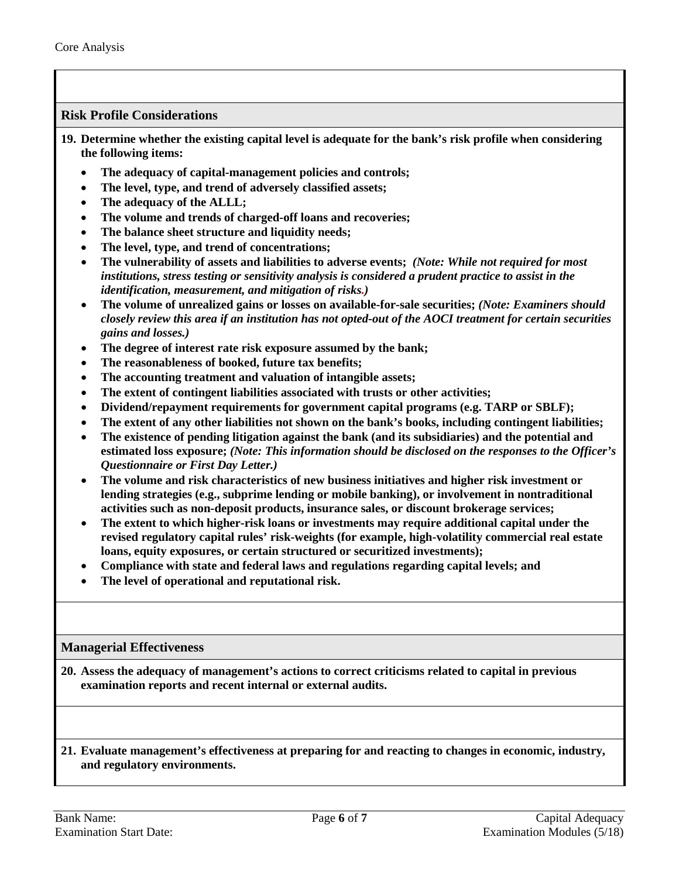## Risk Profile Considerations

**19. Determine whether the existing capital level is adequate for the bank's risk profile when considering the following items:**

- **The adequacy of capital-management policies and controls;**
- **The level, type, and trend of adversely classified assets;**
- **The adequacy of the ALLL;**
- **The volume and trends of charged-off loans and recoveries;**
- **The balance sheet structure and liquidity needs;**
- **The level, type, and trend of concentrations;**
- **The vulnerability of assets and liabilities to adverse events;** ***(Note: While not required for most institutions, stress testing or sensitivity analysis is considered a prudent practice to assist in the identification, measurement, and mitigation of risks.)***
- **The volume of unrealized gains or losses on available-for-sale securities;** ***(Note: Examiners should closely review this area if an institution has not opted-out of the AOCI treatment for certain securities gains and losses.)***
- **The degree of interest rate risk exposure assumed by the bank;**
- **The reasonableness of booked, future tax benefits;**
- **The accounting treatment and valuation of intangible assets;**
- **The extent of contingent liabilities associated with trusts or other activities;**
- **Dividend/repayment requirements for government capital programs (e.g. TARP or SBLF);**
- **The extent of any other liabilities not shown on the bank's books, including contingent liabilities;**
- **The existence of pending litigation against the bank (and its subsidiaries) and the potential and estimated loss exposure;** ***(Note: This information should be disclosed on the responses to the Officer's Questionnaire or First Day Letter.)***
- **The volume and risk characteristics of new business initiatives and higher risk investment or lending strategies (e.g., subprime lending or mobile banking), or involvement in nontraditional activities such as non-deposit products, insurance sales, or discount brokerage services;**
- **The extent to which higher-risk loans or investments may require additional capital under the revised regulatory capital rules' risk-weights (for example, high-volatility commercial real estate loans, equity exposures, or certain structured or securitized investments);**
- **Compliance with state and federal laws and regulations regarding capital levels; and**
- **The level of operational and reputational risk.**

## Managerial Effectiveness

**20. Assess the adequacy of management's actions to correct criticisms related to capital in previous examination reports and recent internal or external audits.**

**21. Evaluate management's effectiveness at preparing for and reacting to changes in economic, industry, and regulatory environments.**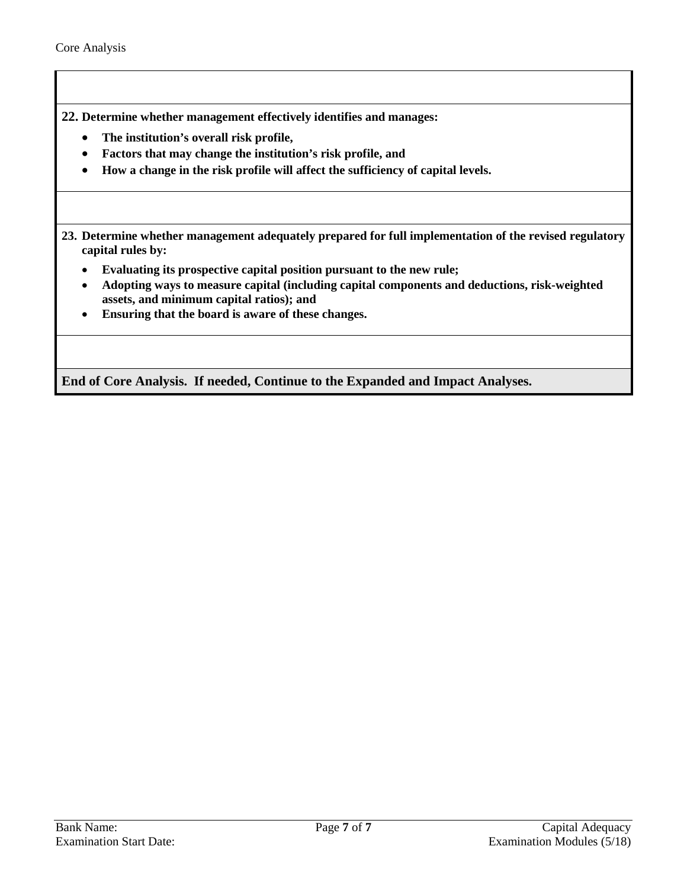**22. Determine whether management effectively identifies and manages:**

- **The institution's overall risk profile,**
- **Factors that may change the institution's risk profile, and**
- **How a change in the risk profile will affect the sufficiency of capital levels.**

**23. Determine whether management adequately prepared for full implementation of the revised regulatory capital rules by:**

- **Evaluating its prospective capital position pursuant to the new rule;**
- **Adopting ways to measure capital (including capital components and deductions, risk-weighted assets, and minimum capital ratios); and**
- **Ensuring that the board is aware of these changes.**

**End of Core Analysis. If needed, Continue to the Expanded and Impact Analyses.**